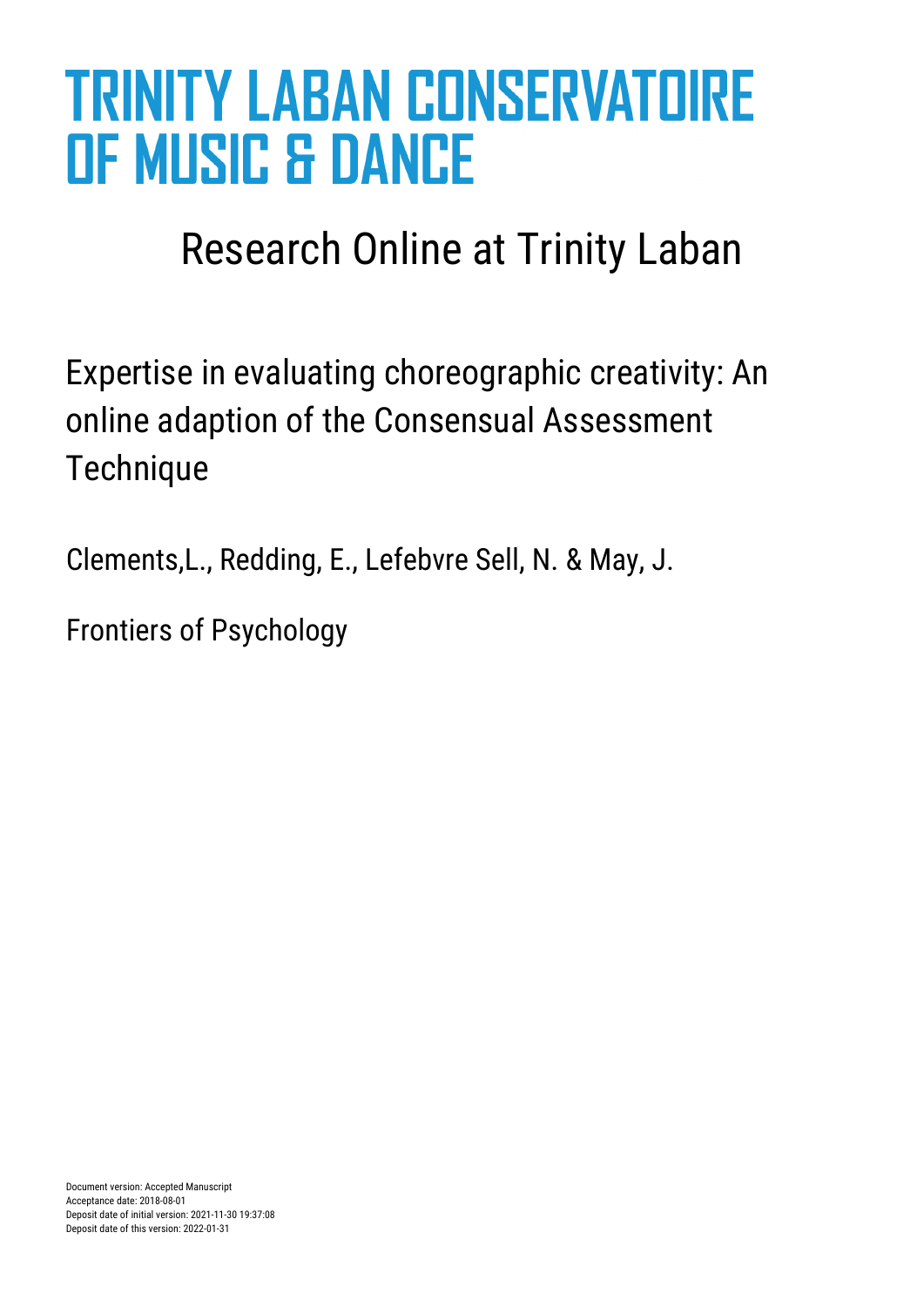# TRINITY LABAN CONSERVATOIRE OF MUSIC & DANCE

## Research Online at Trinity Laban

Expertise in evaluating choreographic creativity: An online adaption of the Consensual Assessment Technique

Clements,L., Redding, E., Lefebvre Sell, N. & May, J.

Frontiers of Psychology

Document version: Accepted Manuscript
Acceptance date: 2018-08-01
Deposit date of initial version: 2021-11-30 19:37:08
Deposit date of this version: 2022-01-31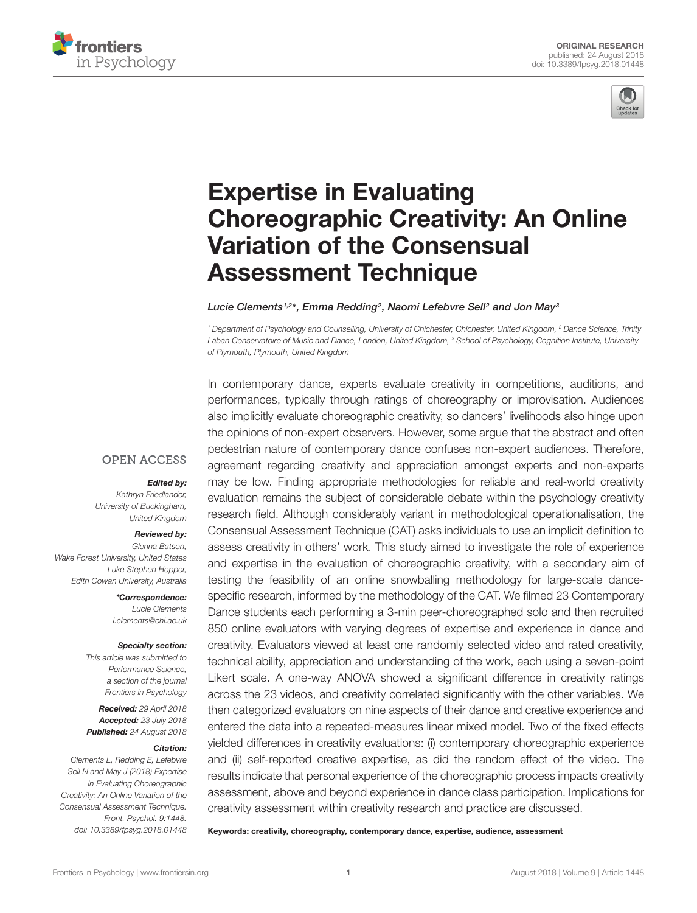# Expertise in Evaluating Choreographic Creativity: An Online Variation of the Consensual Assessment Technique

*Lucie Clements[1,2]\*, Emma Redding[2], Naomi Lefebvre Sell[2] and Jon May[3]*

[1] Department of Psychology and Counselling, University of Chichester, Chichester, United Kingdom, [2] Dance Science, Trinity Laban Conservatoire of Music and Dance, London, United Kingdom, [3] School of Psychology, Cognition Institute, University of Plymouth, Plymouth, United Kingdom

OPEN ACCESS

***Edited by:***
Kathryn Friedlander,
University of Buckingham,
United Kingdom

***Reviewed by:***
Glenna Batson,
Wake Forest University, United States
Luke Stephen Hopper,
Edith Cowan University, Australia

***\*Correspondence:***
Lucie Clements
l.clements@chi.ac.uk

***Specialty section:***
This article was submitted to
Performance Science,
a section of the journal
Frontiers in Psychology

***Received:*** 29 April 2018
***Accepted:*** 23 July 2018
***Published:*** 24 August 2018

***Citation:***
Clements L, Redding E, Lefebvre Sell N and May J (2018) Expertise in Evaluating Choreographic Creativity: An Online Variation of the Consensual Assessment Technique. Front. Psychol. 9:1448. doi: 10.3389/fpsyg.2018.01448

In contemporary dance, experts evaluate creativity in competitions, auditions, and performances, typically through ratings of choreography or improvisation. Audiences also implicitly evaluate choreographic creativity, so dancers' livelihoods also hinge upon the opinions of non-expert observers. However, some argue that the abstract and often pedestrian nature of contemporary dance confuses non-expert audiences. Therefore, agreement regarding creativity and appreciation amongst experts and non-experts may be low. Finding appropriate methodologies for reliable and real-world creativity evaluation remains the subject of considerable debate within the psychology creativity research field. Although considerably variant in methodological operationalisation, the Consensual Assessment Technique (CAT) asks individuals to use an implicit definition to assess creativity in others' work. This study aimed to investigate the role of experience and expertise in the evaluation of choreographic creativity, with a secondary aim of testing the feasibility of an online snowballing methodology for large-scale dance-specific research, informed by the methodology of the CAT. We filmed 23 Contemporary Dance students each performing a 3-min peer-choreographed solo and then recruited 850 online evaluators with varying degrees of expertise and experience in dance and creativity. Evaluators viewed at least one randomly selected video and rated creativity, technical ability, appreciation and understanding of the work, each using a seven-point Likert scale. A one-way ANOVA showed a significant difference in creativity ratings across the 23 videos, and creativity correlated significantly with the other variables. We then categorized evaluators on nine aspects of their dance and creative experience and entered the data into a repeated-measures linear mixed model. Two of the fixed effects yielded differences in creativity evaluations: (i) contemporary choreographic experience and (ii) self-reported creative expertise, as did the random effect of the video. The results indicate that personal experience of the choreographic process impacts creativity assessment, above and beyond experience in dance class participation. Implications for creativity assessment within creativity research and practice are discussed.

**Keywords: creativity, choreography, contemporary dance, expertise, audience, assessment**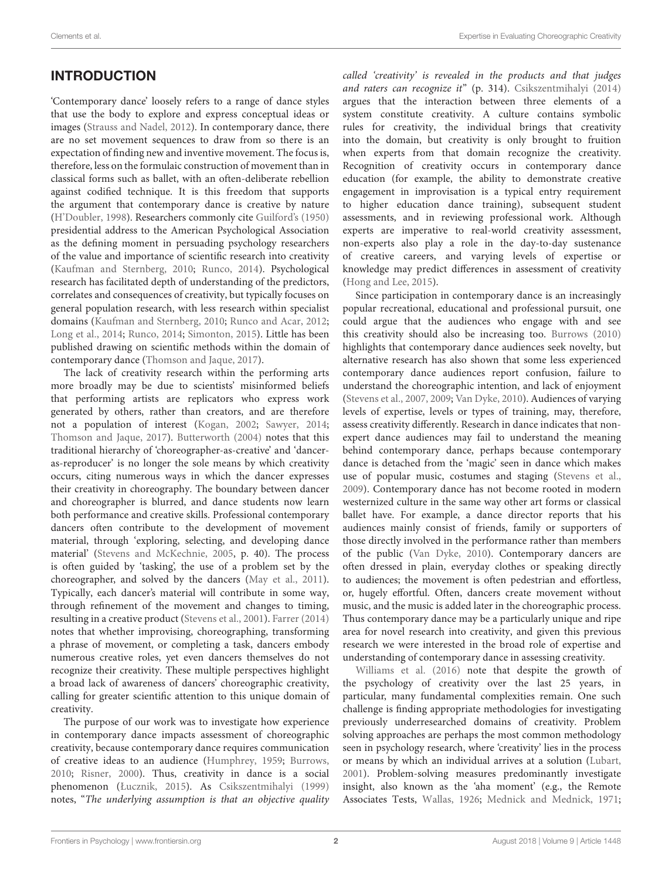## INTRODUCTION

'Contemporary dance' loosely refers to a range of dance styles that use the body to explore and express conceptual ideas or images (Strauss and Nadel, 2012). In contemporary dance, there are no set movement sequences to draw from so there is an expectation of finding new and inventive movement. The focus is, therefore, less on the formulaic construction of movement than in classical forms such as ballet, with an often-deliberate rebellion against codified technique. It is this freedom that supports the argument that contemporary dance is creative by nature (H'Doubler, 1998). Researchers commonly cite Guilford's (1950) presidential address to the American Psychological Association as the defining moment in persuading psychology researchers of the value and importance of scientific research into creativity (Kaufman and Sternberg, 2010; Runco, 2014). Psychological research has facilitated depth of understanding of the predictors, correlates and consequences of creativity, but typically focuses on general population research, with less research within specialist domains (Kaufman and Sternberg, 2010; Runco and Acar, 2012; Long et al., 2014; Runco, 2014; Simonton, 2015). Little has been published drawing on scientific methods within the domain of contemporary dance (Thomson and Jaque, 2017).

The lack of creativity research within the performing arts more broadly may be due to scientists' misinformed beliefs that performing artists are replicators who express work generated by others, rather than creators, and are therefore not a population of interest (Kogan, 2002; Sawyer, 2014; Thomson and Jaque, 2017). Butterworth (2004) notes that this traditional hierarchy of 'choreographer-as-creative' and 'dancer-as-reproducer' is no longer the sole means by which creativity occurs, citing numerous ways in which the dancer expresses their creativity in choreography. The boundary between dancer and choreographer is blurred, and dance students now learn both performance and creative skills. Professional contemporary dancers often contribute to the development of movement material, through 'exploring, selecting, and developing dance material' (Stevens and McKechnie, 2005, p. 40). The process is often guided by 'tasking', the use of a problem set by the choreographer, and solved by the dancers (May et al., 2011). Typically, each dancer's material will contribute in some way, through refinement of the movement and changes to timing, resulting in a creative product (Stevens et al., 2001). Farrer (2014) notes that whether improvising, choreographing, transforming a phrase of movement, or completing a task, dancers embody numerous creative roles, yet even dancers themselves do not recognize their creativity. These multiple perspectives highlight a broad lack of awareness of dancers' choreographic creativity, calling for greater scientific attention to this unique domain of creativity.

The purpose of our work was to investigate how experience in contemporary dance impacts assessment of choreographic creativity, because contemporary dance requires communication of creative ideas to an audience (Humphrey, 1959; Burrows, 2010; Risner, 2000). Thus, creativity in dance is a social phenomenon (Łucznik, 2015). As Csikszentmihalyi (1999) notes, "*The underlying assumption is that an objective quality called 'creativity' is revealed in the products and that judges and raters can recognize it*" (p. 314). Csikszentmihalyi (2014) argues that the interaction between three elements of a system constitute creativity. A culture contains symbolic rules for creativity, the individual brings that creativity into the domain, but creativity is only brought to fruition when experts from that domain recognize the creativity. Recognition of creativity occurs in contemporary dance education (for example, the ability to demonstrate creative engagement in improvisation is a typical entry requirement to higher education dance training), subsequent student assessments, and in reviewing professional work. Although experts are imperative to real-world creativity assessment, non-experts also play a role in the day-to-day sustenance of creative careers, and varying levels of expertise or knowledge may predict differences in assessment of creativity (Hong and Lee, 2015).

Since participation in contemporary dance is an increasingly popular recreational, educational and professional pursuit, one could argue that the audiences who engage with and see this creativity should also be increasing too. Burrows (2010) highlights that contemporary dance audiences seek novelty, but alternative research has also shown that some less experienced contemporary dance audiences report confusion, failure to understand the choreographic intention, and lack of enjoyment (Stevens et al., 2007, 2009; Van Dyke, 2010). Audiences of varying levels of expertise, levels or types of training, may, therefore, assess creativity differently. Research in dance indicates that non-expert dance audiences may fail to understand the meaning behind contemporary dance, perhaps because contemporary dance is detached from the 'magic' seen in dance which makes use of popular music, costumes and staging (Stevens et al., 2009). Contemporary dance has not become rooted in modern westernized culture in the same way other art forms or classical ballet have. For example, a dance director reports that his audiences mainly consist of friends, family or supporters of those directly involved in the performance rather than members of the public (Van Dyke, 2010). Contemporary dancers are often dressed in plain, everyday clothes or speaking directly to audiences; the movement is often pedestrian and effortless, or, hugely effortful. Often, dancers create movement without music, and the music is added later in the choreographic process. Thus contemporary dance may be a particularly unique and ripe area for novel research into creativity, and given this previous research we were interested in the broad role of expertise and understanding of contemporary dance in assessing creativity.

Williams et al. (2016) note that despite the growth of the psychology of creativity over the last 25 years, in particular, many fundamental complexities remain. One such challenge is finding appropriate methodologies for investigating previously underresearched domains of creativity. Problem solving approaches are perhaps the most common methodology seen in psychology research, where 'creativity' lies in the process or means by which an individual arrives at a solution (Lubart, 2001). Problem-solving measures predominantly investigate insight, also known as the 'aha moment' (e.g., the Remote Associates Tests, Wallas, 1926; Mednick and Mednick, 1971;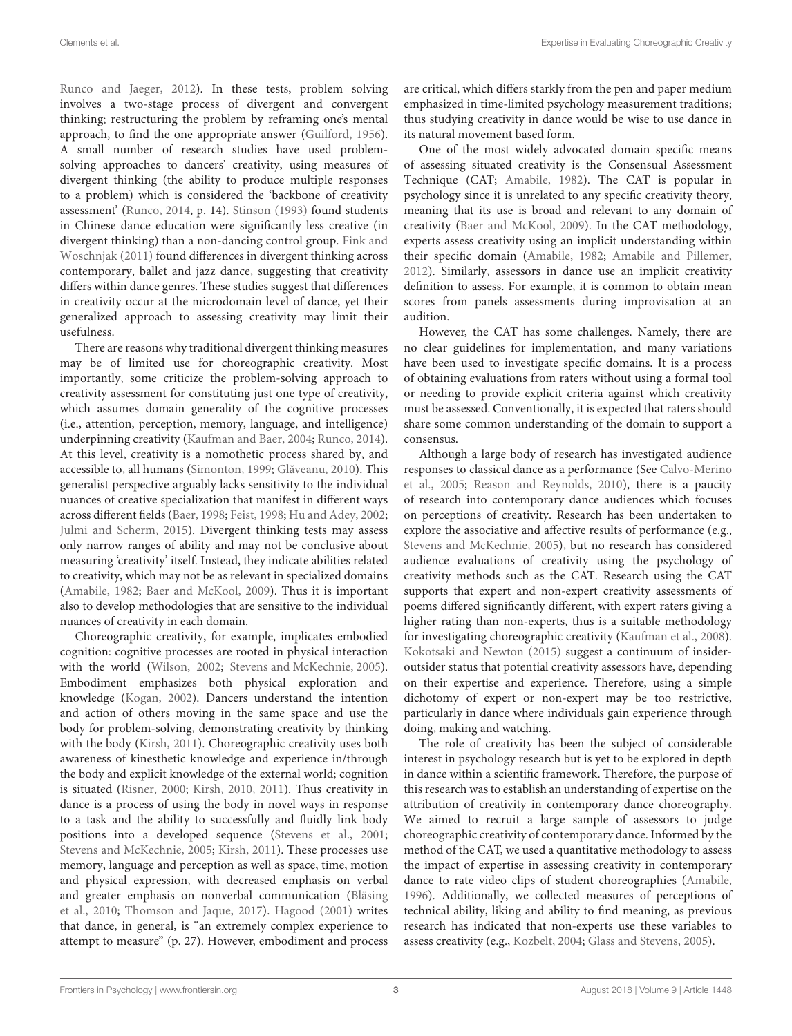Runco and Jaeger, 2012). In these tests, problem solving involves a two-stage process of divergent and convergent thinking; restructuring the problem by reframing one's mental approach, to find the one appropriate answer (Guilford, 1956). A small number of research studies have used problem-solving approaches to dancers' creativity, using measures of divergent thinking (the ability to produce multiple responses to a problem) which is considered the 'backbone of creativity assessment' (Runco, 2014, p. 14). Stinson (1993) found students in Chinese dance education were significantly less creative (in divergent thinking) than a non-dancing control group. Fink and Woschnjak (2011) found differences in divergent thinking across contemporary, ballet and jazz dance, suggesting that creativity differs within dance genres. These studies suggest that differences in creativity occur at the microdomain level of dance, yet their generalized approach to assessing creativity may limit their usefulness.

There are reasons why traditional divergent thinking measures may be of limited use for choreographic creativity. Most importantly, some criticize the problem-solving approach to creativity assessment for constituting just one type of creativity, which assumes domain generality of the cognitive processes (i.e., attention, perception, memory, language, and intelligence) underpinning creativity (Kaufman and Baer, 2004; Runco, 2014). At this level, creativity is a nomothetic process shared by, and accessible to, all humans (Simonton, 1999; Glăveanu, 2010). This generalist perspective arguably lacks sensitivity to the individual nuances of creative specialization that manifest in different ways across different fields (Baer, 1998; Feist, 1998; Hu and Adey, 2002; Julmi and Scherm, 2015). Divergent thinking tests may assess only narrow ranges of ability and may not be conclusive about measuring 'creativity' itself. Instead, they indicate abilities related to creativity, which may not be as relevant in specialized domains (Amabile, 1982; Baer and McKool, 2009). Thus it is important also to develop methodologies that are sensitive to the individual nuances of creativity in each domain.

Choreographic creativity, for example, implicates embodied cognition: cognitive processes are rooted in physical interaction with the world (Wilson, 2002; Stevens and McKechnie, 2005). Embodiment emphasizes both physical exploration and knowledge (Kogan, 2002). Dancers understand the intention and action of others moving in the same space and use the body for problem-solving, demonstrating creativity by thinking with the body (Kirsh, 2011). Choreographic creativity uses both awareness of kinesthetic knowledge and experience in/through the body and explicit knowledge of the external world; cognition is situated (Risner, 2000; Kirsh, 2010, 2011). Thus creativity in dance is a process of using the body in novel ways in response to a task and the ability to successfully and fluidly link body positions into a developed sequence (Stevens et al., 2001; Stevens and McKechnie, 2005; Kirsh, 2011). These processes use memory, language and perception as well as space, time, motion and physical expression, with decreased emphasis on verbal and greater emphasis on nonverbal communication (Bläsing et al., 2010; Thomson and Jaque, 2017). Hagood (2001) writes that dance, in general, is "an extremely complex experience to attempt to measure" (p. 27). However, embodiment and process are critical, which differs starkly from the pen and paper medium emphasized in time-limited psychology measurement traditions; thus studying creativity in dance would be wise to use dance in its natural movement based form.

One of the most widely advocated domain specific means of assessing situated creativity is the Consensual Assessment Technique (CAT; Amabile, 1982). The CAT is popular in psychology since it is unrelated to any specific creativity theory, meaning that its use is broad and relevant to any domain of creativity (Baer and McKool, 2009). In the CAT methodology, experts assess creativity using an implicit understanding within their specific domain (Amabile, 1982; Amabile and Pillemer, 2012). Similarly, assessors in dance use an implicit creativity definition to assess. For example, it is common to obtain mean scores from panels assessments during improvisation at an audition.

However, the CAT has some challenges. Namely, there are no clear guidelines for implementation, and many variations have been used to investigate specific domains. It is a process of obtaining evaluations from raters without using a formal tool or needing to provide explicit criteria against which creativity must be assessed. Conventionally, it is expected that raters should share some common understanding of the domain to support a consensus.

Although a large body of research has investigated audience responses to classical dance as a performance (See Calvo-Merino et al., 2005; Reason and Reynolds, 2010), there is a paucity of research into contemporary dance audiences which focuses on perceptions of creativity. Research has been undertaken to explore the associative and affective results of performance (e.g., Stevens and McKechnie, 2005), but no research has considered audience evaluations of creativity using the psychology of creativity methods such as the CAT. Research using the CAT supports that expert and non-expert creativity assessments of poems differed significantly different, with expert raters giving a higher rating than non-experts, thus is a suitable methodology for investigating choreographic creativity (Kaufman et al., 2008). Kokotsaki and Newton (2015) suggest a continuum of insider-outsider status that potential creativity assessors have, depending on their expertise and experience. Therefore, using a simple dichotomy of expert or non-expert may be too restrictive, particularly in dance where individuals gain experience through doing, making and watching.

The role of creativity has been the subject of considerable interest in psychology research but is yet to be explored in depth in dance within a scientific framework. Therefore, the purpose of this research was to establish an understanding of expertise on the attribution of creativity in contemporary dance choreography. We aimed to recruit a large sample of assessors to judge choreographic creativity of contemporary dance. Informed by the method of the CAT, we used a quantitative methodology to assess the impact of expertise in assessing creativity in contemporary dance to rate video clips of student choreographies (Amabile, 1996). Additionally, we collected measures of perceptions of technical ability, liking and ability to find meaning, as previous research has indicated that non-experts use these variables to assess creativity (e.g., Kozbelt, 2004; Glass and Stevens, 2005).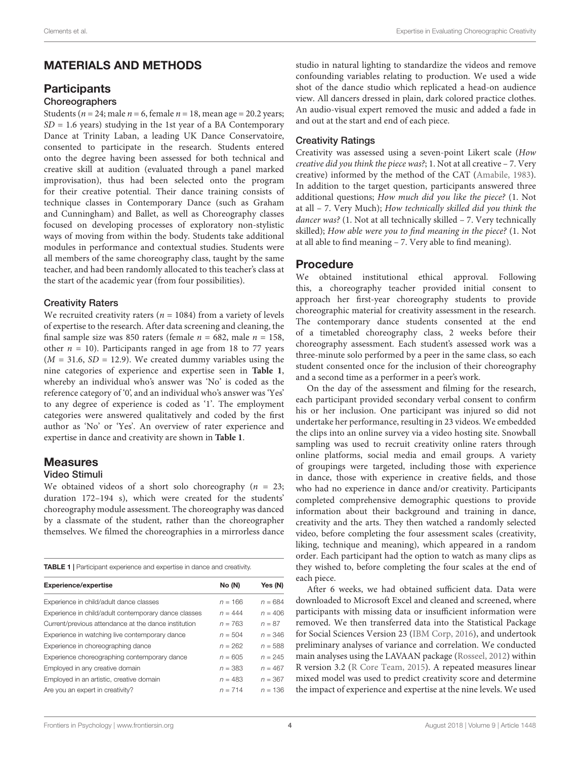## MATERIALS AND METHODS

### Participants

#### Choreographers

Students ($n = 24$; male $n = 6$, female $n = 18$, mean age = 20.2 years; $SD = 1.6$ years) studying in the 1st year of a BA Contemporary Dance at Trinity Laban, a leading UK Dance Conservatoire, consented to participate in the research. Students entered onto the degree having been assessed for both technical and creative skill at audition (evaluated through a panel marked improvisation), thus had been selected onto the program for their creative potential. Their dance training consists of technique classes in Contemporary Dance (such as Graham and Cunningham) and Ballet, as well as Choreography classes focused on developing processes of exploratory non-stylistic ways of moving from within the body. Students take additional modules in performance and contextual studies. Students were all members of the same choreography class, taught by the same teacher, and had been randomly allocated to this teacher's class at the start of the academic year (from four possibilities).

#### Creativity Raters

We recruited creativity raters ($n = 1084$) from a variety of levels of expertise to the research. After data screening and cleaning, the final sample size was 850 raters (female $n = 682$, male $n = 158$, other $n = 10$). Participants ranged in age from 18 to 77 years ($M = 31.6$, $SD = 12.9$). We created dummy variables using the nine categories of experience and expertise seen in **Table 1**, whereby an individual who's answer was 'No' is coded as the reference category of '0', and an individual who's answer was 'Yes' to any degree of experience is coded as '1'. The employment categories were answered qualitatively and coded by the first author as 'No' or 'Yes'. An overview of rater experience and expertise in dance and creativity are shown in **Table 1**.

### Measures

#### Video Stimuli

We obtained videos of a short solo choreography ($n = 23$; duration 172–194 s), which were created for the students' choreography module assessment. The choreography was danced by a classmate of the student, rather than the choreographer themselves. We filmed the choreographies in a mirrorless dance studio in natural lighting to standardize the videos and remove confounding variables relating to production. We used a wide shot of the dance studio which replicated a head-on audience view. All dancers dressed in plain, dark colored practice clothes. An audio-visual expert removed the music and added a fade in and out at the start and end of each piece.

**TABLE 1** | Participant experience and expertise in dance and creativity.

| Experience/expertise | No (N) | Yes (N) |
|---|---|---|
| Experience in child/adult dance classes | $n = 166$ | $n = 684$ |
| Experience in child/adult contemporary dance classes | $n = 444$ | $n = 406$ |
| Current/previous attendance at the dance institution | $n = 763$ | $n = 87$ |
| Experience in watching live contemporary dance | $n = 504$ | $n = 346$ |
| Experience in choreographing dance | $n = 262$ | $n = 588$ |
| Experience choreographing contemporary dance | $n = 605$ | $n = 245$ |
| Employed in any creative domain | $n = 383$ | $n = 467$ |
| Employed in an artistic, creative domain | $n = 483$ | $n = 367$ |
| Are you an expert in creativity? | $n = 714$ | $n = 136$ |

#### Creativity Ratings

Creativity was assessed using a seven-point Likert scale (*How creative did you think the piece was?*; 1. Not at all creative – 7. Very creative) informed by the method of the CAT (Amabile, 1983). In addition to the target question, participants answered three additional questions; *How much did you like the piece?* (1. Not at all – 7. Very Much); *How technically skilled did you think the dancer was?* (1. Not at all technically skilled – 7. Very technically skilled); *How able were you to find meaning in the piece?* (1. Not at all able to find meaning – 7. Very able to find meaning).

### Procedure

We obtained institutional ethical approval. Following this, a choreography teacher provided initial consent to approach her first-year choreography students to provide choreographic material for creativity assessment in the research. The contemporary dance students consented at the end of a timetabled choreography class, 2 weeks before their choreography assessment. Each student's assessed work was a three-minute solo performed by a peer in the same class, so each student consented once for the inclusion of their choreography and a second time as a performer in a peer's work.

On the day of the assessment and filming for the research, each participant provided secondary verbal consent to confirm his or her inclusion. One participant was injured so did not undertake her performance, resulting in 23 videos. We embedded the clips into an online survey via a video hosting site. Snowball sampling was used to recruit creativity online raters through online platforms, social media and email groups. A variety of groupings were targeted, including those with experience in dance, those with experience in creative fields, and those who had no experience in dance and/or creativity. Participants completed comprehensive demographic questions to provide information about their background and training in dance, creativity and the arts. They then watched a randomly selected video, before completing the four assessment scales (creativity, liking, technique and meaning), which appeared in a random order. Each participant had the option to watch as many clips as they wished to, before completing the four scales at the end of each piece.

After 6 weeks, we had obtained sufficient data. Data were downloaded to Microsoft Excel and cleaned and screened, where participants with missing data or insufficient information were removed. We then transferred data into the Statistical Package for Social Sciences Version 23 (IBM Corp, 2016), and undertook preliminary analyses of variance and correlation. We conducted main analyses using the LAVAAN package (Rosseel, 2012) within R version 3.2 (R Core Team, 2015). A repeated measures linear mixed model was used to predict creativity score and determine the impact of experience and expertise at the nine levels. We used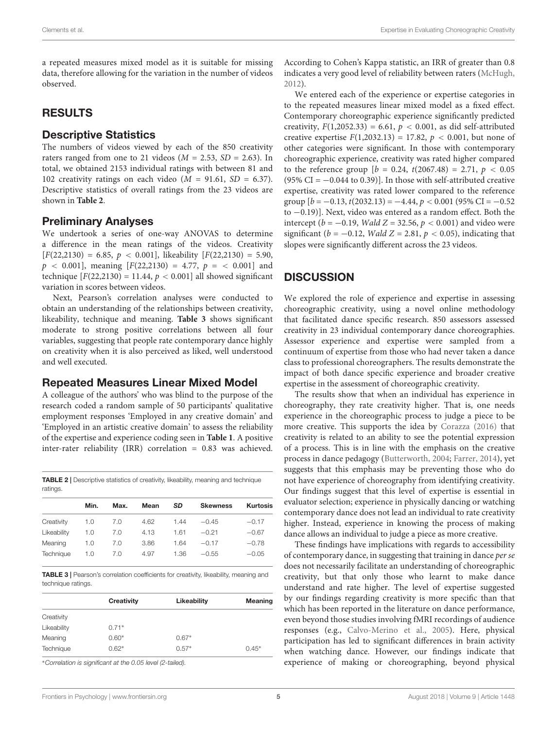a repeated measures mixed model as it is suitable for missing data, therefore allowing for the variation in the number of videos observed.

## RESULTS

### Descriptive Statistics

The numbers of videos viewed by each of the 850 creativity raters ranged from one to 21 videos ($M = 2.53$, $SD = 2.63$). In total, we obtained 2153 individual ratings with between 81 and 102 creativity ratings on each video ($M = 91.61$, $SD = 6.37$). Descriptive statistics of overall ratings from the 23 videos are shown in **Table 2**.

### Preliminary Analyses

We undertook a series of one-way ANOVAS to determine a difference in the mean ratings of the videos. Creativity [$F(22,2130) = 6.85$, $p < 0.001$], likeability [$F(22,2130) = 5.90$, $p < 0.001$], meaning [$F(22,2130) = 4.77$, $p = < 0.001$] and technique [$F(22,2130) = 11.44$, $p < 0.001$] all showed significant variation in scores between videos.

Next, Pearson's correlation analyses were conducted to obtain an understanding of the relationships between creativity, likeability, technique and meaning. **Table 3** shows significant moderate to strong positive correlations between all four variables, suggesting that people rate contemporary dance highly on creativity when it is also perceived as liked, well understood and well executed.

### Repeated Measures Linear Mixed Model

A colleague of the authors' who was blind to the purpose of the research coded a random sample of 50 participants' qualitative employment responses 'Employed in any creative domain' and 'Employed in an artistic creative domain' to assess the reliability of the expertise and experience coding seen in **Table 1**. A positive inter-rater reliability (IRR) correlation = 0.83 was achieved.

**TABLE 2 |** Descriptive statistics of creativity, likeability, meaning and technique ratings.

| | Min. | Max. | Mean | *SD* | Skewness | Kurtosis |
|---|---|---|---|---|---|---|
| Creativity | 1.0 | 7.0 | 4.62 | 1.44 | −0.45 | −0.17 |
| Likeability | 1.0 | 7.0 | 4.13 | 1.61 | −0.21 | −0.67 |
| Meaning | 1.0 | 7.0 | 3.86 | 1.64 | −0.17 | −0.78 |
| Technique | 1.0 | 7.0 | 4.97 | 1.36 | −0.55 | −0.05 |

**TABLE 3 |** Pearson's correlation coefficients for creativity, likeability, meaning and technique ratings.

| | Creativity | Likeability | Meaning |
|---|---|---|---|
| Creativity | | | |
| Likeability | 0.71* | | |
| Meaning | 0.60* | 0.67* | |
| Technique | 0.62* | 0.57* | 0.45* |

*Correlation is significant at the 0.05 level (2-tailed).

According to Cohen's Kappa statistic, an IRR of greater than 0.8 indicates a very good level of reliability between raters (McHugh, 2012).

We entered each of the experience or expertise categories in to the repeated measures linear mixed model as a fixed effect. Contemporary choreographic experience significantly predicted creativity, $F(1,2052.33) = 6.61$, $p < 0.001$, as did self-attributed creative expertise $F(1,2032.13) = 17.82$, $p < 0.001$, but none of other categories were significant. In those with contemporary choreographic experience, creativity was rated higher compared to the reference group [$b = 0.24$, $t(2067.48) = 2.71$, $p < 0.05$ (95% CI = −0.044 to 0.39)]. In those with self-attributed creative expertise, creativity was rated lower compared to the reference group [$b = -0.13$, $t(2032.13) = -4.44$, $p < 0.001$ (95% CI = −0.52 to −0.19)]. Next, video was entered as a random effect. Both the intercept ($b = -0.19$, *Wald Z* = 32.56, $p < 0.001$) and video were significant ($b = -0.12$, *Wald Z* = 2.81, $p < 0.05$), indicating that slopes were significantly different across the 23 videos.

## DISCUSSION

We explored the role of experience and expertise in assessing choreographic creativity, using a novel online methodology that facilitated dance specific research. 850 assessors assessed creativity in 23 individual contemporary dance choreographies. Assessor experience and expertise were sampled from a continuum of expertise from those who had never taken a dance class to professional choreographers. The results demonstrate the impact of both dance specific experience and broader creative expertise in the assessment of choreographic creativity.

The results show that when an individual has experience in choreography, they rate creativity higher. That is, one needs experience in the choreographic process to judge a piece to be more creative. This supports the idea by Corazza (2016) that creativity is related to an ability to see the potential expression of a process. This is in line with the emphasis on the creative process in dance pedagogy (Butterworth, 2004; Farrer, 2014), yet suggests that this emphasis may be preventing those who do not have experience of choreography from identifying creativity. Our findings suggest that this level of expertise is essential in evaluator selection; experience in physically dancing or watching contemporary dance does not lead an individual to rate creativity higher. Instead, experience in knowing the process of making dance allows an individual to judge a piece as more creative.

These findings have implications with regards to accessibility of contemporary dance, in suggesting that training in dance *per se* does not necessarily facilitate an understanding of choreographic creativity, but that only those who learnt to make dance understand and rate higher. The level of expertise suggested by our findings regarding creativity is more specific than that which has been reported in the literature on dance performance, even beyond those studies involving fMRI recordings of audience responses (e.g., Calvo-Merino et al., 2005). Here, physical participation has led to significant differences in brain activity when watching dance. However, our findings indicate that experience of making or choreographing, beyond physical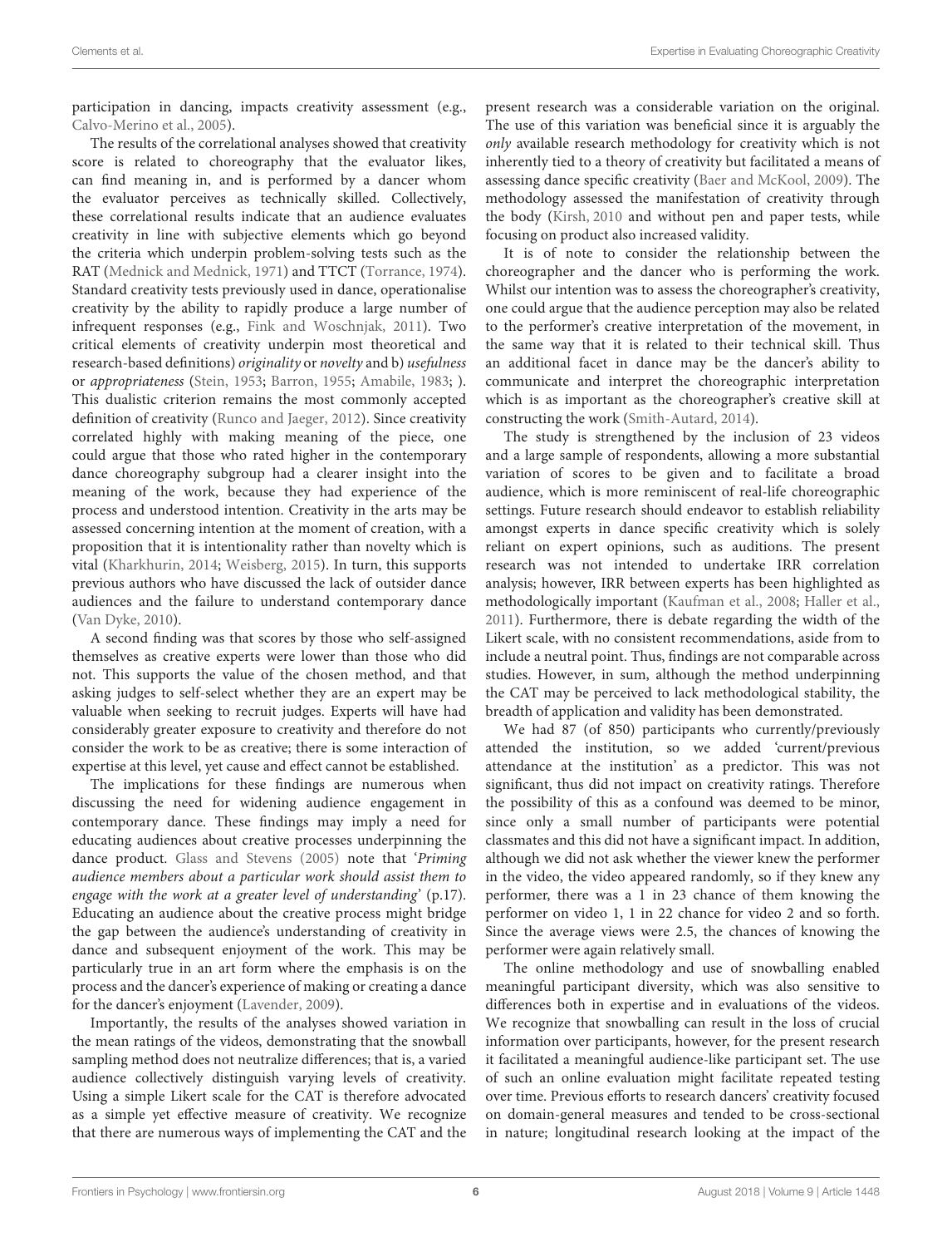participation in dancing, impacts creativity assessment (e.g., Calvo-Merino et al., 2005).

The results of the correlational analyses showed that creativity score is related to choreography that the evaluator likes, can find meaning in, and is performed by a dancer whom the evaluator perceives as technically skilled. Collectively, these correlational results indicate that an audience evaluates creativity in line with subjective elements which go beyond the criteria which underpin problem-solving tests such as the RAT (Mednick and Mednick, 1971) and TTCT (Torrance, 1974). Standard creativity tests previously used in dance, operationalise creativity by the ability to rapidly produce a large number of infrequent responses (e.g., Fink and Woschnjak, 2011). Two critical elements of creativity underpin most theoretical and research-based definitions) *originality* or *novelty* and b) *usefulness* or *appropriateness* (Stein, 1953; Barron, 1955; Amabile, 1983; ). This dualistic criterion remains the most commonly accepted definition of creativity (Runco and Jaeger, 2012). Since creativity correlated highly with making meaning of the piece, one could argue that those who rated higher in the contemporary dance choreography subgroup had a clearer insight into the meaning of the work, because they had experience of the process and understood intention. Creativity in the arts may be assessed concerning intention at the moment of creation, with a proposition that it is intentionality rather than novelty which is vital (Kharkhurin, 2014; Weisberg, 2015). In turn, this supports previous authors who have discussed the lack of outsider dance audiences and the failure to understand contemporary dance (Van Dyke, 2010).

A second finding was that scores by those who self-assigned themselves as creative experts were lower than those who did not. This supports the value of the chosen method, and that asking judges to self-select whether they are an expert may be valuable when seeking to recruit judges. Experts will have had considerably greater exposure to creativity and therefore do not consider the work to be as creative; there is some interaction of expertise at this level, yet cause and effect cannot be established.

The implications for these findings are numerous when discussing the need for widening audience engagement in contemporary dance. These findings may imply a need for educating audiences about creative processes underpinning the dance product. Glass and Stevens (2005) note that '*Priming audience members about a particular work should assist them to engage with the work at a greater level of understanding*' (p.17). Educating an audience about the creative process might bridge the gap between the audience's understanding of creativity in dance and subsequent enjoyment of the work. This may be particularly true in an art form where the emphasis is on the process and the dancer's experience of making or creating a dance for the dancer's enjoyment (Lavender, 2009).

Importantly, the results of the analyses showed variation in the mean ratings of the videos, demonstrating that the snowball sampling method does not neutralize differences; that is, a varied audience collectively distinguish varying levels of creativity. Using a simple Likert scale for the CAT is therefore advocated as a simple yet effective measure of creativity. We recognize that there are numerous ways of implementing the CAT and the present research was a considerable variation on the original. The use of this variation was beneficial since it is arguably the *only* available research methodology for creativity which is not inherently tied to a theory of creativity but facilitated a means of assessing dance specific creativity (Baer and McKool, 2009). The methodology assessed the manifestation of creativity through the body (Kirsh, 2010 and without pen and paper tests, while focusing on product also increased validity.

It is of note to consider the relationship between the choreographer and the dancer who is performing the work. Whilst our intention was to assess the choreographer's creativity, one could argue that the audience perception may also be related to the performer's creative interpretation of the movement, in the same way that it is related to their technical skill. Thus an additional facet in dance may be the dancer's ability to communicate and interpret the choreographic interpretation which is as important as the choreographer's creative skill at constructing the work (Smith-Autard, 2014).

The study is strengthened by the inclusion of 23 videos and a large sample of respondents, allowing a more substantial variation of scores to be given and to facilitate a broad audience, which is more reminiscent of real-life choreographic settings. Future research should endeavor to establish reliability amongst experts in dance specific creativity which is solely reliant on expert opinions, such as auditions. The present research was not intended to undertake IRR correlation analysis; however, IRR between experts has been highlighted as methodologically important (Kaufman et al., 2008; Haller et al., 2011). Furthermore, there is debate regarding the width of the Likert scale, with no consistent recommendations, aside from to include a neutral point. Thus, findings are not comparable across studies. However, in sum, although the method underpinning the CAT may be perceived to lack methodological stability, the breadth of application and validity has been demonstrated.

We had 87 (of 850) participants who currently/previously attended the institution, so we added 'current/previous attendance at the institution' as a predictor. This was not significant, thus did not impact on creativity ratings. Therefore the possibility of this as a confound was deemed to be minor, since only a small number of participants were potential classmates and this did not have a significant impact. In addition, although we did not ask whether the viewer knew the performer in the video, the video appeared randomly, so if they knew any performer, there was a 1 in 23 chance of them knowing the performer on video 1, 1 in 22 chance for video 2 and so forth. Since the average views were 2.5, the chances of knowing the performer were again relatively small.

The online methodology and use of snowballing enabled meaningful participant diversity, which was also sensitive to differences both in expertise and in evaluations of the videos. We recognize that snowballing can result in the loss of crucial information over participants, however, for the present research it facilitated a meaningful audience-like participant set. The use of such an online evaluation might facilitate repeated testing over time. Previous efforts to research dancers' creativity focused on domain-general measures and tended to be cross-sectional in nature; longitudinal research looking at the impact of the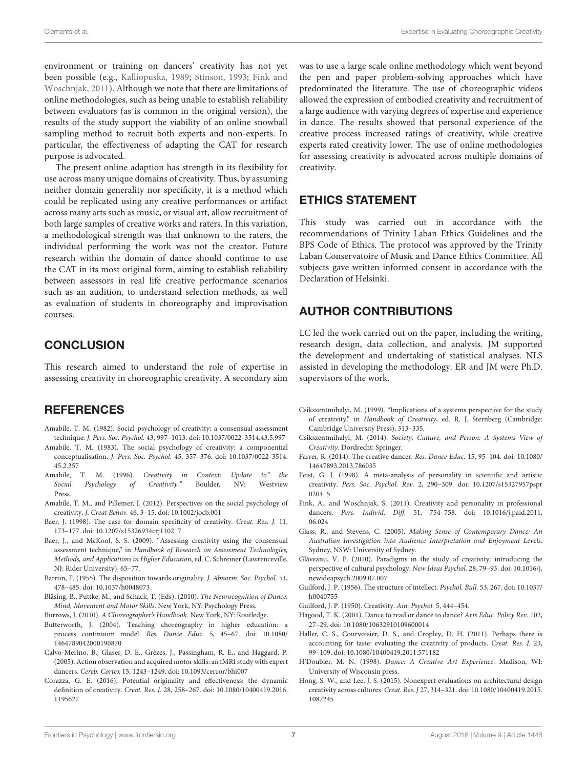environment or training on dancers' creativity has not yet been possible (e.g., Kalliopuska, 1989; Stinson, 1993; Fink and Woschnjak, 2011). Although we note that there are limitations of online methodologies, such as being unable to establish reliability between evaluators (as is common in the original version), the results of the study support the viability of an online snowball sampling method to recruit both experts and non-experts. In particular, the effectiveness of adapting the CAT for research purpose is advocated.

The present online adaption has strength in its flexibility for use across many unique domains of creativity. Thus, by assuming neither domain generality nor specificity, it is a method which could be replicated using any creative performances or artifact across many arts such as music, or visual art, allow recruitment of both large samples of creative works and raters. In this variation, a methodological strength was that unknown to the raters, the individual performing the work was not the creator. Future research within the domain of dance should continue to use the CAT in its most original form, aiming to establish reliability between assessors in real life creative performance scenarios such as an audition, to understand selection methods, as well as evaluation of students in choreography and improvisation courses.

## CONCLUSION

This research aimed to understand the role of expertise in assessing creativity in choreographic creativity. A secondary aim was to use a large scale online methodology which went beyond the pen and paper problem-solving approaches which have predominated the literature. The use of choreographic videos allowed the expression of embodied creativity and recruitment of a large audience with varying degrees of expertise and experience in dance. The results showed that personal experience of the creative process increased ratings of creativity, while creative experts rated creativity lower. The use of online methodologies for assessing creativity is advocated across multiple domains of creativity.

## ETHICS STATEMENT

This study was carried out in accordance with the recommendations of Trinity Laban Ethics Guidelines and the BPS Code of Ethics. The protocol was approved by the Trinity Laban Conservatoire of Music and Dance Ethics Committee. All subjects gave written informed consent in accordance with the Declaration of Helsinki.

## AUTHOR CONTRIBUTIONS

LC led the work carried out on the paper, including the writing, research design, data collection, and analysis. JM supported the development and undertaking of statistical analyses. NLS assisted in developing the methodology. ER and JM were Ph.D. supervisors of the work.

## REFERENCES

Amabile, T. M. (1982). Social psychology of creativity: a consensual assessment technique. *J. Pers. Soc. Psychol.* 43, 997–1013. doi: 10.1037/0022-3514.43.5.997

Amabile, T. M. (1983). The social psychology of creativity: a componential conceptualisation. *J. Pers. Soc. Psychol.* 45, 357–376. doi: 10.1037/0022-3514.45.2.357

Amabile, T. M. (1996). *Creativity in Context: Update to" the Social Psychology of Creativity."* Boulder, NV: Westview Press.

Amabile, T. M., and Pillemer, J. (2012). Perspectives on the social psychology of creativity. *J. Creat Behav.* 46, 3–15. doi: 10.1002/jocb.001

Baer, J. (1998). The case for domain specificity of creativity. *Creat. Res. J.* 11, 173–177. doi: 10.1207/s15326934crj1102_7

Baer, J., and McKool, S. S. (2009). "Assessing creativity using the consensual assessment technique," in *Handbook of Research on Assessment Technologies, Methods, and Applications in Higher Education*, ed. C. Schreiner (Lawrenceville, NJ: Rider University), 65–77.

Barron, F. (1955). The disposition towards originality. *J. Abnorm. Soc. Psychol.* 51, 478–485. doi: 10.1037/h0048073

Bläsing, B., Puttke, M., and Schack, T. (Eds). (2010). *The Neurocognition of Dance: Mind, Movement and Motor Skills*. New York, NY: Psychology Press.

Burrows, J. (2010). *A Choreographer's Handbook*. New York, NY: Routledge.

Butterworth, J. (2004). Teaching choreography in higher education: a process continuum model. *Res. Dance Educ.* 5, 45–67. doi: 10.1080/1464789042000190870

Calvo-Merino, B., Glaser, D. E., Grèzes, J., Passingham, R. E., and Haggard, P. (2005). Action observation and acquired motor skills: an fMRI study with expert dancers. *Cereb. Cortex* 15, 1243–1249. doi: 10.1093/cercor/bhi007

Corazza, G. E. (2016). Potential originality and effectiveness: the dynamic definition of creativity. *Creat. Res. J.* 28, 258–267. doi: 10.1080/10400419.2016.1195627

Csikszentmihalyi, M. (1999). "Implications of a systems perspective for the study of creativity," in *Handbook of Creativity*, ed. R. J. Sternberg (Cambridge: Cambridge University Press), 313–335.

Csikszentmihalyi, M. (2014). *Society, Culture, and Person: A Systems View of Creativity*. Dordrecht: Springer.

Farrer, R. (2014). The creative dancer. *Res. Dance Educ.* 15, 95–104. doi: 10.1080/14647893.2013.786035

Feist, G. J. (1998). A meta-analysis of personality in scientific and artistic creativity. *Pers. Soc. Psychol. Rev.* 2, 290–309. doi: 10.1207/s15327957pspr0204_5

Fink, A., and Woschnjak, S. (2011). Creativity and personality in professional dancers. *Pers. Individ. Diff.* 51, 754–758. doi: 10.1016/j.paid.2011.06.024

Glass, R., and Stevens, C. (2005). *Making Sense of Contemporary Dance: An Australian Investigation into Audience Interpretation and Enjoyment Levels*. Sydney, NSW: University of Sydney.

Glăveanu, V. P. (2010). Paradigms in the study of creativity: introducing the perspective of cultural psychology. *New Ideas Psychol.* 28, 79–93. doi: 10.1016/j.newideapsych.2009.07.007

Guilford, J. P. (1956). The structure of intellect. *Psychol. Bull.* 53, 267. doi: 10.1037/h0040755

Guilford, J. P. (1950). Creativity. *Am. Psychol.* 5, 444–454.

Hagood, T. K. (2001). Dance to read or dance to dance? *Arts Educ. Policy Rev.* 102, 27–29. doi: 10.1080/10632910109600014

Haller, C. S., Courvoisier, D. S., and Cropley, D. H. (2011). Perhaps there is accounting for taste: evaluating the creativity of products. *Creat. Res. J.* 23, 99–109. doi: 10.1080/10400419.2011.571182

H'Doubler, M. N. (1998). *Dance: A Creative Art Experience*. Madison, WI: University of Wisconsin press.

Hong, S. W., and Lee, J. S. (2015). Nonexpert evaluations on architectural design creativity across cultures. *Creat. Res. J* 27, 314–321. doi: 10.1080/10400419.2015.1087245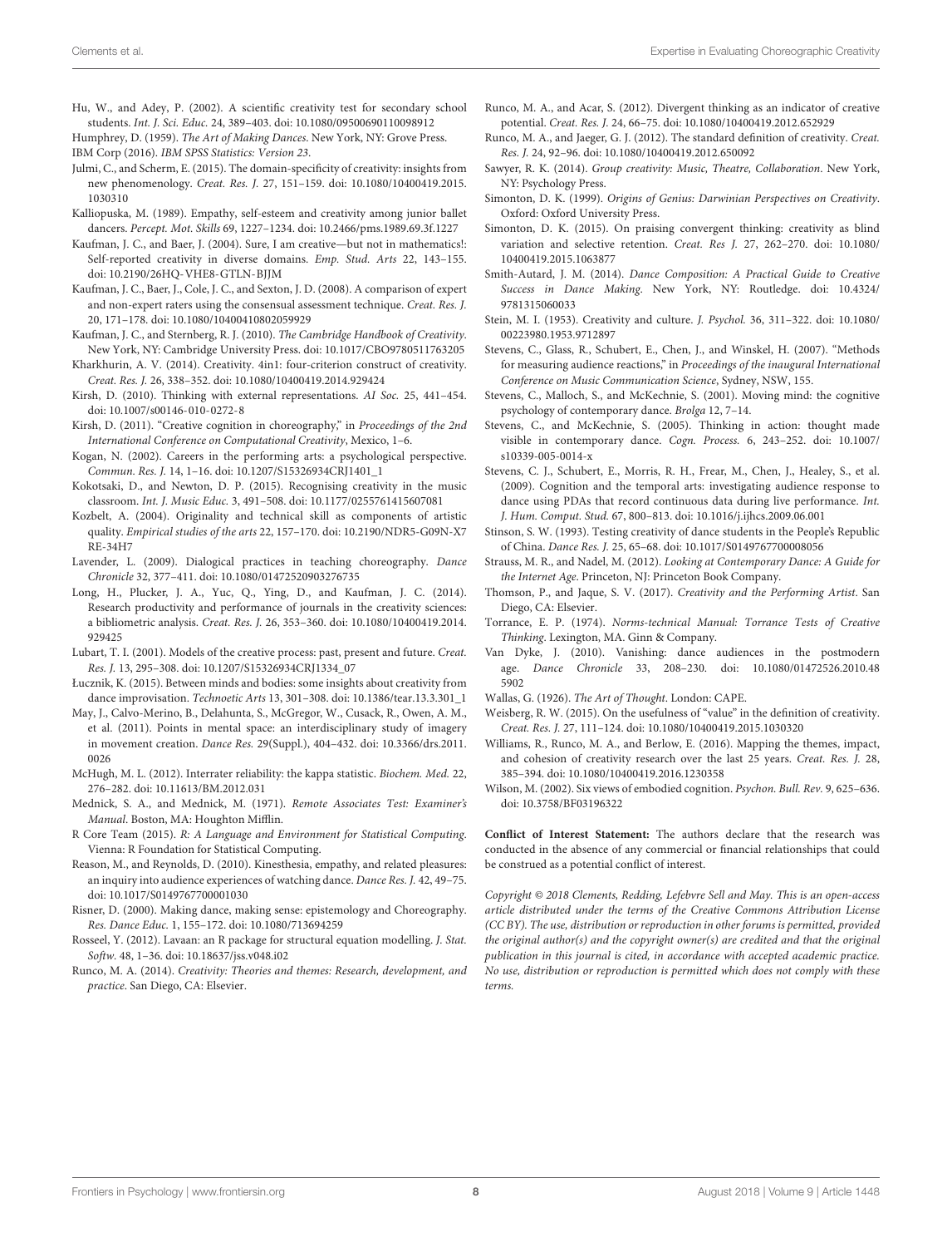Hu, W., and Adey, P. (2002). A scientific creativity test for secondary school students. *Int. J. Sci. Educ.* 24, 389–403. doi: 10.1080/09500690110098912

Humphrey, D. (1959). *The Art of Making Dances*. New York, NY: Grove Press.

IBM Corp (2016). *IBM SPSS Statistics: Version 23*.

Julmi, C., and Scherm, E. (2015). The domain-specificity of creativity: insights from new phenomenology. *Creat. Res. J.* 27, 151–159. doi: 10.1080/10400419.2015.1030310

Kalliopuska, M. (1989). Empathy, self-esteem and creativity among junior ballet dancers. *Percept. Mot. Skills* 69, 1227–1234. doi: 10.2466/pms.1989.69.3f.1227

Kaufman, J. C., and Baer, J. (2004). Sure, I am creative—but not in mathematics!: Self-reported creativity in diverse domains. *Emp. Stud. Arts* 22, 143–155. doi: 10.2190/26HQ-VHE8-GTLN-BJJM

Kaufman, J. C., Baer, J., Cole, J. C., and Sexton, J. D. (2008). A comparison of expert and non-expert raters using the consensual assessment technique. *Creat. Res. J.* 20, 171–178. doi: 10.1080/10400410802059929

Kaufman, J. C., and Sternberg, R. J. (2010). *The Cambridge Handbook of Creativity*. New York, NY: Cambridge University Press. doi: 10.1017/CBO9780511763205

Kharkhurin, A. V. (2014). Creativity. 4in1: four-criterion construct of creativity. *Creat. Res. J.* 26, 338–352. doi: 10.1080/10400419.2014.929424

Kirsh, D. (2010). Thinking with external representations. *AI Soc.* 25, 441–454. doi: 10.1007/s00146-010-0272-8

Kirsh, D. (2011). "Creative cognition in choreography," in *Proceedings of the 2nd International Conference on Computational Creativity*, Mexico, 1–6.

Kogan, N. (2002). Careers in the performing arts: a psychological perspective. *Commun. Res. J.* 14, 1–16. doi: 10.1207/S15326934CRJ1401_1

Kokotsaki, D., and Newton, D. P. (2015). Recognising creativity in the music classroom. *Int. J. Music Educ.* 3, 491–508. doi: 10.1177/0255761415607081

Kozbelt, A. (2004). Originality and technical skill as components of artistic quality. *Empirical studies of the arts* 22, 157–170. doi: 10.2190/NDR5-G09N-X7RE-34H7

Lavender, L. (2009). Dialogical practices in teaching choreography. *Dance Chronicle* 32, 377–411. doi: 10.1080/01472520903276735

Long, H., Plucker, J. A., Yuc, Q., Ying, D., and Kaufman, J. C. (2014). Research productivity and performance of journals in the creativity sciences: a bibliometric analysis. *Creat. Res. J.* 26, 353–360. doi: 10.1080/10400419.2014.929425

Lubart, T. I. (2001). Models of the creative process: past, present and future. *Creat. Res. J.* 13, 295–308. doi: 10.1207/S15326934CRJ1334_07

Łucznik, K. (2015). Between minds and bodies: some insights about creativity from dance improvisation. *Technoetic Arts* 13, 301–308. doi: 10.1386/tear.13.3.301_1

May, J., Calvo-Merino, B., Delahunta, S., McGregor, W., Cusack, R., Owen, A. M., et al. (2011). Points in mental space: an interdisciplinary study of imagery in movement creation. *Dance Res.* 29(Suppl.), 404–432. doi: 10.3366/drs.2011.0026

McHugh, M. L. (2012). Interrater reliability: the kappa statistic. *Biochem. Med.* 22, 276–282. doi: 10.11613/BM.2012.031

Mednick, S. A., and Mednick, M. (1971). *Remote Associates Test: Examiner's Manual*. Boston, MA: Houghton Mifflin.

R Core Team (2015). *R: A Language and Environment for Statistical Computing*. Vienna: R Foundation for Statistical Computing.

Reason, M., and Reynolds, D. (2010). Kinesthesia, empathy, and related pleasures: an inquiry into audience experiences of watching dance. *Dance Res. J.* 42, 49–75. doi: 10.1017/S0149767700001030

Risner, D. (2000). Making dance, making sense: epistemology and Choreography. *Res. Dance Educ.* 1, 155–172. doi: 10.1080/713694259

Rosseel, Y. (2012). Lavaan: an R package for structural equation modelling. *J. Stat. Softw.* 48, 1–36. doi: 10.18637/jss.v048.i02

Runco, M. A. (2014). *Creativity: Theories and themes: Research, development, and practice*. San Diego, CA: Elsevier.

Runco, M. A., and Acar, S. (2012). Divergent thinking as an indicator of creative potential. *Creat. Res. J.* 24, 66–75. doi: 10.1080/10400419.2012.652929

Runco, M. A., and Jaeger, G. J. (2012). The standard definition of creativity. *Creat. Res. J.* 24, 92–96. doi: 10.1080/10400419.2012.650092

Sawyer, R. K. (2014). *Group creativity: Music, Theatre, Collaboration*. New York, NY: Psychology Press.

Simonton, D. K. (1999). *Origins of Genius: Darwinian Perspectives on Creativity*. Oxford: Oxford University Press.

Simonton, D. K. (2015). On praising convergent thinking: creativity as blind variation and selective retention. *Creat. Res J.* 27, 262–270. doi: 10.1080/10400419.2015.1063877

Smith-Autard, J. M. (2014). *Dance Composition: A Practical Guide to Creative Success in Dance Making*. New York, NY: Routledge. doi: 10.4324/9781315060033

Stein, M. I. (1953). Creativity and culture. *J. Psychol.* 36, 311–322. doi: 10.1080/00223980.1953.9712897

Stevens, C., Glass, R., Schubert, E., Chen, J., and Winskel, H. (2007). "Methods for measuring audience reactions," in *Proceedings of the inaugural International Conference on Music Communication Science*, Sydney, NSW, 155.

Stevens, C., Malloch, S., and McKechnie, S. (2001). Moving mind: the cognitive psychology of contemporary dance. *Brolga* 12, 7–14.

Stevens, C., and McKechnie, S. (2005). Thinking in action: thought made visible in contemporary dance. *Cogn. Process.* 6, 243–252. doi: 10.1007/s10339-005-0014-x

Stevens, C. J., Schubert, E., Morris, R. H., Frear, M., Chen, J., Healey, S., et al. (2009). Cognition and the temporal arts: investigating audience response to dance using PDAs that record continuous data during live performance. *Int. J. Hum. Comput. Stud.* 67, 800–813. doi: 10.1016/j.ijhcs.2009.06.001

Stinson, S. W. (1993). Testing creativity of dance students in the People's Republic of China. *Dance Res. J.* 25, 65–68. doi: 10.1017/S0149767700008056

Strauss, M. R., and Nadel, M. (2012). *Looking at Contemporary Dance: A Guide for the Internet Age*. Princeton, NJ: Princeton Book Company.

Thomson, P., and Jaque, S. V. (2017). *Creativity and the Performing Artist*. San Diego, CA: Elsevier.

Torrance, E. P. (1974). *Norms-technical Manual: Torrance Tests of Creative Thinking*. Lexington, MA. Ginn & Company.

Van Dyke, J. (2010). Vanishing: dance audiences in the postmodern age. *Dance Chronicle* 33, 208–230. doi: 10.1080/01472526.2010.485902

Wallas, G. (1926). *The Art of Thought*. London: CAPE.

Weisberg, R. W. (2015). On the usefulness of "value" in the definition of creativity. *Creat. Res. J.* 27, 111–124. doi: 10.1080/10400419.2015.1030320

Williams, R., Runco, M. A., and Berlow, E. (2016). Mapping the themes, impact, and cohesion of creativity research over the last 25 years. *Creat. Res. J.* 28, 385–394. doi: 10.1080/10400419.2016.1230358

Wilson, M. (2002). Six views of embodied cognition. *Psychon. Bull. Rev.* 9, 625–636. doi: 10.3758/BF03196322

**Conflict of Interest Statement:** The authors declare that the research was conducted in the absence of any commercial or financial relationships that could be construed as a potential conflict of interest.

*Copyright © 2018 Clements, Redding, Lefebvre Sell and May. This is an open-access article distributed under the terms of the Creative Commons Attribution License (CC BY). The use, distribution or reproduction in other forums is permitted, provided the original author(s) and the copyright owner(s) are credited and that the original publication in this journal is cited, in accordance with accepted academic practice. No use, distribution or reproduction is permitted which does not comply with these terms.*